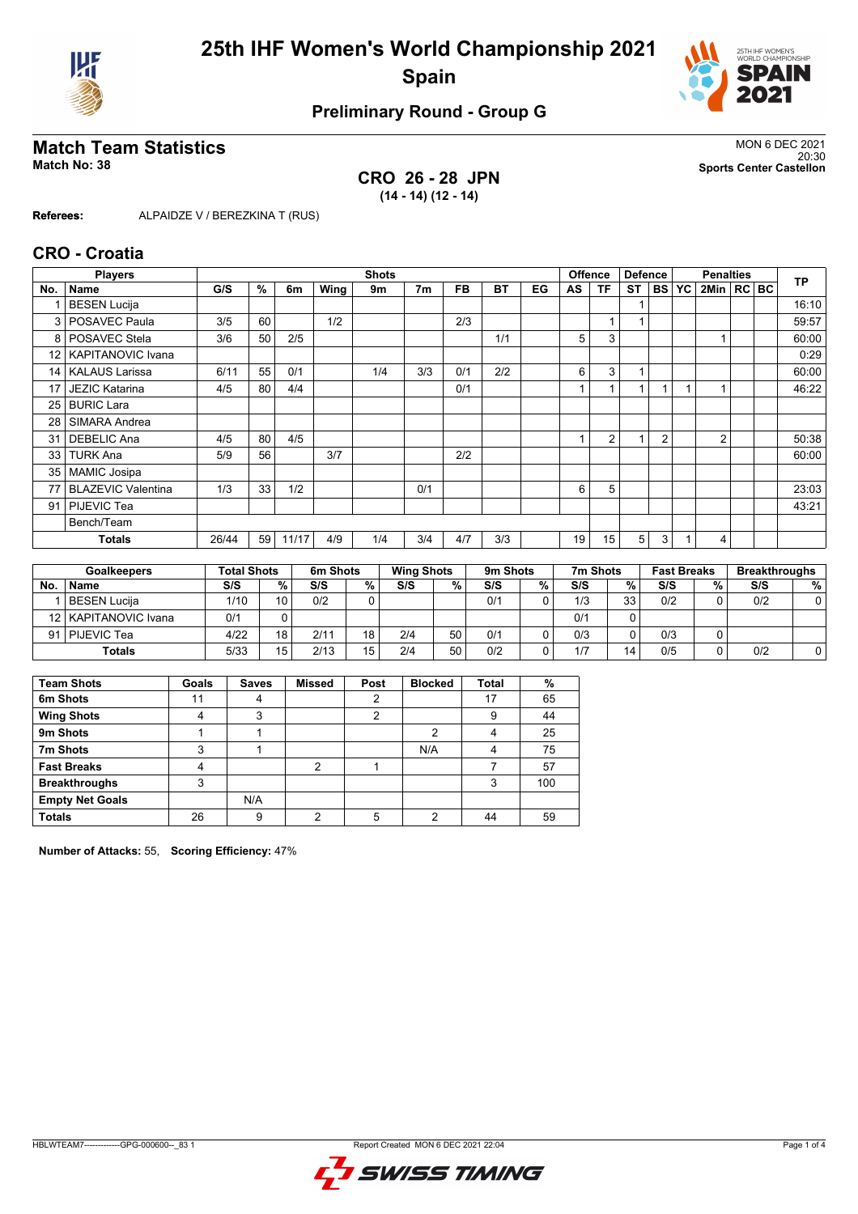# 25th IHF Women's World Championship 2021

## Spain

### Preliminary Round - Group G

## Match Team Statistics

**Match No: 38**

MON 6 DEC 2021
20:30
**Sports Center Castellon**

**CRO 26 - 28 JPN**
**(14 - 14) (12 - 14)**

**Referees:** ALPAIDZE V / BEREZKINA T (RUS)

## CRO - Croatia

| Players | | Shots | | | | | | | | | Offence | | Defence | | | Penalties | | | TP |
|---|---|---|---|---|---|---|---|---|---|---|---|---|---|---|---|---|---|---|---|
| No. | Name | G/S | % | 6m | Wing | 9m | 7m | FB | BT | EG | AS | TF | ST | BS | YC | 2Min | RC | BC | |
| 1 | BESEN Lucija | | | | | | | | | | | | 1 | | | | | | 16:10 |
| 3 | POSAVEC Paula | 3/5 | 60 | | 1/2 | | | 2/3 | | | | 1 | 1 | | | | | | 59:57 |
| 8 | POSAVEC Stela | 3/6 | 50 | 2/5 | | | | | 1/1 | | 5 | 3 | | | | 1 | | | 60:00 |
| 12 | KAPITANOVIC Ivana | | | | | | | | | | | | | | | | | | 0:29 |
| 14 | KALAUS Larissa | 6/11 | 55 | 0/1 | | 1/4 | 3/3 | 0/1 | 2/2 | | 6 | 3 | 1 | | | | | | 60:00 |
| 17 | JEZIC Katarina | 4/5 | 80 | 4/4 | | | | 0/1 | | | 1 | 1 | 1 | 1 | 1 | 1 | | | 46:22 |
| 25 | BURIC Lara | | | | | | | | | | | | | | | | | | |
| 28 | SIMARA Andrea | | | | | | | | | | | | | | | | | | |
| 31 | DEBELIC Ana | 4/5 | 80 | 4/5 | | | | | | | 1 | 2 | 1 | 2 | | 2 | | | 50:38 |
| 33 | TURK Ana | 5/9 | 56 | | 3/7 | | | 2/2 | | | | | | | | | | | 60:00 |
| 35 | MAMIC Josipa | | | | | | | | | | | | | | | | | | |
| 77 | BLAZEVIC Valentina | 1/3 | 33 | 1/2 | | | 0/1 | | | | 6 | 5 | | | | | | | 23:03 |
| 91 | PIJEVIC Tea | | | | | | | | | | | | | | | | | | 43:21 |
| | Bench/Team | | | | | | | | | | | | | | | | | | |
| | **Totals** | 26/44 | 59 | 11/17 | 4/9 | 1/4 | 3/4 | 4/7 | 3/3 | | 19 | 15 | 5 | 3 | 1 | 4 | | | |

| Goalkeepers | | Total Shots | | 6m Shots | | Wing Shots | | 9m Shots | | 7m Shots | | Fast Breaks | | Breakthroughs | |
|---|---|---|---|---|---|---|---|---|---|---|---|---|---|---|---|
| No. | Name | S/S | % | S/S | % | S/S | % | S/S | % | S/S | % | S/S | % | S/S | % |
| 1 | BESEN Lucija | 1/10 | 10 | 0/2 | 0 | | | 0/1 | 0 | 1/3 | 33 | 0/2 | 0 | 0/2 | 0 |
| 12 | KAPITANOVIC Ivana | 0/1 | 0 | | | | | | | 0/1 | 0 | | | | |
| 91 | PIJEVIC Tea | 4/22 | 18 | 2/11 | 18 | 2/4 | 50 | 0/1 | 0 | 0/3 | 0 | 0/3 | 0 | | |
| | **Totals** | 5/33 | 15 | 2/13 | 15 | 2/4 | 50 | 0/2 | 0 | 1/7 | 14 | 0/5 | 0 | 0/2 | 0 |

| Team Shots | Goals | Saves | Missed | Post | Blocked | Total | % |
|---|---|---|---|---|---|---|---|
| **6m Shots** | 11 | 4 | | 2 | | 17 | 65 |
| **Wing Shots** | 4 | 3 | | 2 | | 9 | 44 |
| **9m Shots** | 1 | 1 | | | 2 | 4 | 25 |
| **7m Shots** | 3 | 1 | | | N/A | 4 | 75 |
| **Fast Breaks** | 4 | | 2 | 1 | | 7 | 57 |
| **Breakthroughs** | 3 | | | | | 3 | 100 |
| **Empty Net Goals** | | N/A | | | | | |
| **Totals** | 26 | 9 | 2 | 5 | 2 | 44 | 59 |

**Number of Attacks:** 55, **Scoring Efficiency:** 47%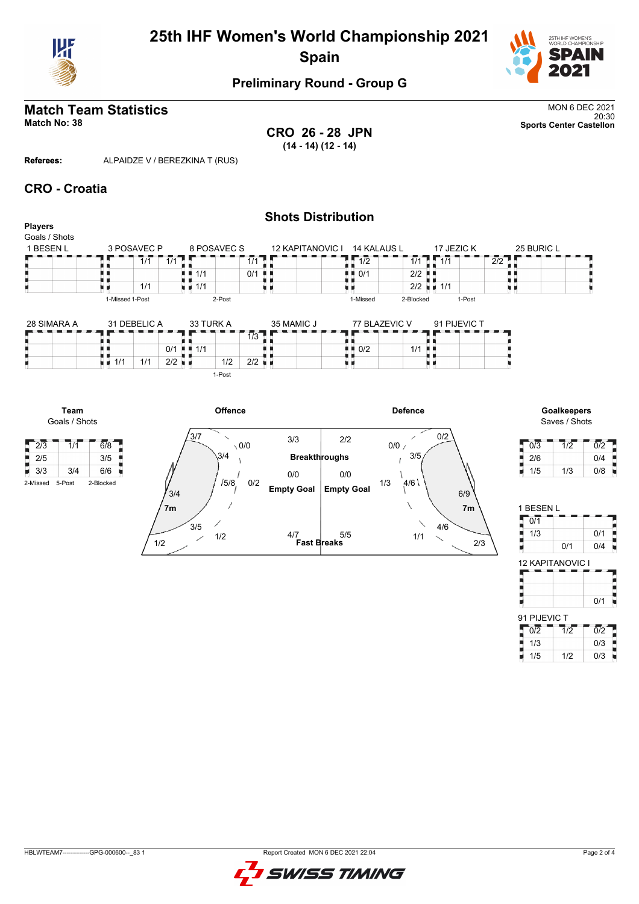# 25th IHF Women's World Championship 2021
## Spain
### Preliminary Round - Group G

## Match Team Statistics

**Match No: 38**

MON 6 DEC 2021
20:30
**Sports Center Castellon**

**CRO 26 - 28 JPN**
**(14 - 14) (12 - 14)**

**Referees:** ALPAIDZE V / BEREZKINA T (RUS)

## CRO - Croatia

### Shots Distribution

**Players**
Goals / Shots

**1 BESEN L**

| | | |
|---|---|---|
| | | |
| | | |
| | | |

**3 POSAVEC P**

| | | |
|---|---|---|
| | 1/1 | 1/1 |
| | | |
| | 1/1 | |

1-Missed 1-Post

**8 POSAVEC S**

| | | |
|---|---|---|
| | | 1/1 |
| 1/1 | | 0/1 |
| 1/1 | | |

2-Post

**12 KAPITANOVIC I**

| | | |
|---|---|---|
| | | |
| | | |
| | | |

**14 KALAUS L**

| | | |
|---|---|---|
| 1/2 | | 1/1 |
| 0/1 | | 2/2 |
| | | 2/2 |

1-Missed 2-Blocked

**17 JEZIC K**

| | | |
|---|---|---|
| 1/1 | | 2/2 |
| | | |
| 1/1 | | |

1-Post

**25 BURIC L**

| | | |
|---|---|---|
| | | |
| | | |
| | | |

**28 SIMARA A**

| | | |
|---|---|---|
| | | |
| | | |
| | | |

**31 DEBELIC A**

| | | |
|---|---|---|
| | | |
| | | 0/1 |
| 1/1 | 1/1 | 2/2 |

**33 TURK A**

| | | |
|---|---|---|
| | | 1/3 |
| 1/1 | | |
| | 1/2 | 2/2 |

1-Post

**35 MAMIC J**

| | | |
|---|---|---|
| | | |
| | | |
| | | |

**77 BLAZEVIC V**

| | | |
|---|---|---|
| | | |
| 0/2 | | 1/1 |
| | | |

**91 PIJEVIC T**

| | | |
|---|---|---|
| | | |
| | | |
| | | |

**Team**
Goals / Shots

| | | |
|---|---|---|
| 2/3 | 1/1 | 6/8 |
| 2/5 | | 3/5 |
| 3/3 | 3/4 | 6/6 |

2-Missed 5-Post 2-Blocked

**Offence**

| Zone | Goals / Shots |
|---|---|
| Left wing | 3/7 |
| Left 6m | 3/4 |
| Left 9m | 0/0 |
| Centre 6m | 5/8 |
| Centre 9m | 0/2 |
| Left back | 3/4 |
| 7m | 3/4 |
| Right 6m | 3/5 |
| Right 9m | 1/2 |
| Right wing | 1/2 |

| | Offence | Defence |
|---|---|---|
| Breakthroughs | 3/3 | 2/2 |
| Empty Goal | 0/0 | 0/0 |
| Fast Breaks | 4/7 | 5/5 |

**Defence**

| Zone | Goals / Shots |
|---|---|
| Right wing | 0/2 |
| 9m | 0/0 |
| 6m | 3/5 |
| Centre 9m | 1/3 |
| Centre 6m | 4/6 |
| Back | 6/9 |
| 7m | 6/9 |
| 6m | 4/6 |
| 9m | 1/1 |
| Wing | 2/3 |

**Goalkeepers**
Saves / Shots

| | | |
|---|---|---|
| 0/3 | 1/2 | 0/2 |
| 2/6 | | 0/4 |
| 1/5 | 1/3 | 0/8 |

**1 BESEN L**

| | | |
|---|---|---|
| 0/1 | | |
| 1/3 | | 0/1 |
| | 0/1 | 0/4 |

**12 KAPITANOVIC I**

| | | |
|---|---|---|
| | | |
| | | |
| | | 0/1 |

**91 PIJEVIC T**

| | | |
|---|---|---|
| 0/2 | 1/2 | 0/2 |
| 1/3 | | 0/3 |
| 1/5 | 1/2 | 0/3 |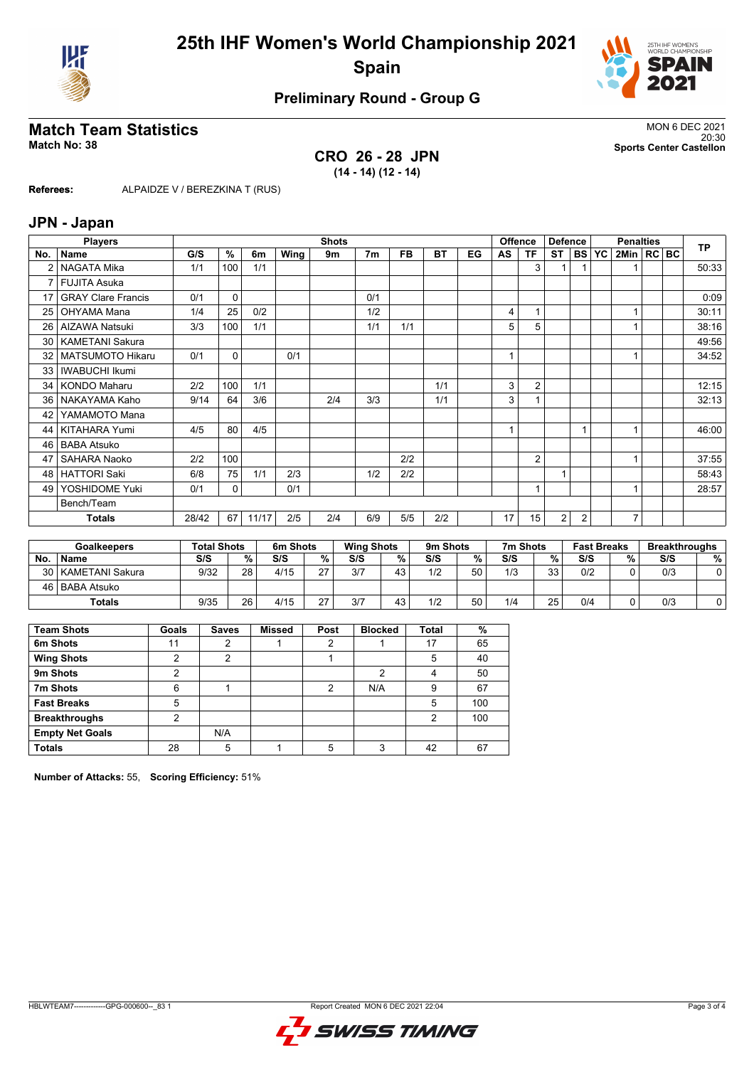# 25th IHF Women's World Championship 2021

# Spain

## Preliminary Round - Group G

## Match Team Statistics

**Match No: 38**

MON 6 DEC 2021
20:30
**Sports Center Castellon**

### CRO 26 - 28 JPN

**(14 - 14) (12 - 14)**

**Referees:** ALPAIDZE V / BEREZKINA T (RUS)

## JPN - Japan

| Players | | Shots | | | | | | | | | Offence | | Defence | | | Penalties | | | TP |
|---|---|---|---|---|---|---|---|---|---|---|---|---|---|---|---|---|---|---|---|
| No. | Name | G/S | % | 6m | Wing | 9m | 7m | FB | BT | EG | AS | TF | ST | BS | YC | 2Min | RC | BC | |
| 2 | NAGATA Mika | 1/1 | 100 | 1/1 | | | | | | | | 3 | 1 | 1 | | 1 | | | 50:33 |
| 7 | FUJITA Asuka | | | | | | | | | | | | | | | | | | |
| 17 | GRAY Clare Francis | 0/1 | 0 | | | | 0/1 | | | | | | | | | | | | 0:09 |
| 25 | OHYAMA Mana | 1/4 | 25 | 0/2 | | | 1/2 | | | | 4 | 1 | | | | 1 | | | 30:11 |
| 26 | AIZAWA Natsuki | 3/3 | 100 | 1/1 | | | 1/1 | 1/1 | | | 5 | 5 | | | | 1 | | | 38:16 |
| 30 | KAMETANI Sakura | | | | | | | | | | | | | | | | | | 49:56 |
| 32 | MATSUMOTO Hikaru | 0/1 | 0 | | 0/1 | | | | | | 1 | | | | | 1 | | | 34:52 |
| 33 | IWABUCHI Ikumi | | | | | | | | | | | | | | | | | | |
| 34 | KONDO Maharu | 2/2 | 100 | 1/1 | | | | | 1/1 | | 3 | 2 | | | | | | | 12:15 |
| 36 | NAKAYAMA Kaho | 9/14 | 64 | 3/6 | | 2/4 | 3/3 | | 1/1 | | 3 | 1 | | | | | | | 32:13 |
| 42 | YAMAMOTO Mana | | | | | | | | | | | | | | | | | | |
| 44 | KITAHARA Yumi | 4/5 | 80 | 4/5 | | | | | | | 1 | | | 1 | | 1 | | | 46:00 |
| 46 | BABA Atsuko | | | | | | | | | | | | | | | | | | |
| 47 | SAHARA Naoko | 2/2 | 100 | | | | | 2/2 | | | | 2 | | | | 1 | | | 37:55 |
| 48 | HATTORI Saki | 6/8 | 75 | 1/1 | 2/3 | | 1/2 | 2/2 | | | | | 1 | | | | | | 58:43 |
| 49 | YOSHIDOME Yuki | 0/1 | 0 | | 0/1 | | | | | | | 1 | | | | 1 | | | 28:57 |
| | Bench/Team | | | | | | | | | | | | | | | | | | |
| | **Totals** | 28/42 | 67 | 11/17 | 2/5 | 2/4 | 6/9 | 5/5 | 2/2 | | 17 | 15 | 2 | 2 | | 7 | | | |

| Goalkeepers | | Total Shots | | 6m Shots | | Wing Shots | | 9m Shots | | 7m Shots | | Fast Breaks | | Breakthroughs | |
|---|---|---|---|---|---|---|---|---|---|---|---|---|---|---|---|
| No. | Name | S/S | % | S/S | % | S/S | % | S/S | % | S/S | % | S/S | % | S/S | % |
| 30 | KAMETANI Sakura | 9/32 | 28 | 4/15 | 27 | 3/7 | 43 | 1/2 | 50 | 1/3 | 33 | 0/2 | 0 | 0/3 | 0 |
| 46 | BABA Atsuko | | | | | | | | | | | | | | |
| | **Totals** | 9/35 | 26 | 4/15 | 27 | 3/7 | 43 | 1/2 | 50 | 1/4 | 25 | 0/4 | 0 | 0/3 | 0 |

| Team Shots | Goals | Saves | Missed | Post | Blocked | Total | % |
|---|---|---|---|---|---|---|---|
| **6m Shots** | 11 | 2 | 1 | 2 | 1 | 17 | 65 |
| **Wing Shots** | 2 | 2 | | 1 | | 5 | 40 |
| **9m Shots** | 2 | | | | 2 | 4 | 50 |
| **7m Shots** | 6 | 1 | | 2 | N/A | 9 | 67 |
| **Fast Breaks** | 5 | | | | | 5 | 100 |
| **Breakthroughs** | 2 | | | | | 2 | 100 |
| **Empty Net Goals** | | N/A | | | | | |
| **Totals** | 28 | 5 | 1 | 5 | 3 | 42 | 67 |

**Number of Attacks:** 55, **Scoring Efficiency:** 51%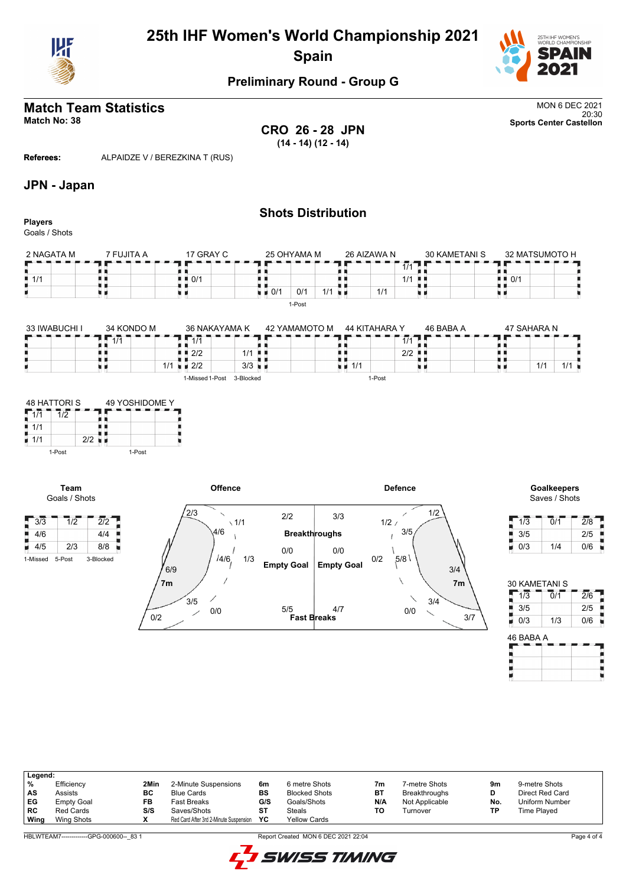# 25th IHF Women's World Championship 2021
## Spain

### Preliminary Round - Group G

## Match Team Statistics

**Match No: 38**

MON 6 DEC 2021
20:30
**Sports Center Castellon**

**CRO 26 - 28 JPN**
**(14 - 14) (12 - 14)**

**Referees:** ALPAIDZE V / BEREZKINA T (RUS)

## JPN - Japan

### Shots Distribution

**Players**
Goals / Shots

2 NAGATA M
1/1

7 FUJITA A

17 GRAY C
0/1

25 OHYAMA M
0/1 0/1 1/1
1-Post

26 AIZAWA N
1/1
1/1
1/1

30 KAMETANI S

32 MATSUMOTO H
0/1

33 IWABUCHI I

34 KONDO M
1/1
1/1

36 NAKAYAMA K
1/1
2/2 1/1
2/2 3/3
1-Missed 1-Post 3-Blocked

42 YAMAMOTO M

44 KITAHARA Y
1/1
2/2
1/1
1-Post

46 BABA A

47 SAHARA N
1/1 1/1

48 HATTORI S
1/1 1/2
1/1
1/1 2/2
1-Post

49 YOSHIDOME Y
1-Post

**Team**
Goals / Shots

| | | |
|---|---|---|
| 3/3 | 1/2 | 2/2 |
| 4/6 | | 4/4 |
| 4/5 | 2/3 | 8/8 |

1-Missed 5-Post 3-Blocked

**Offence**

2/3
1/1
4/6
4/6
1/3
6/9
7m
3/5
0/0
0/2
2/2 3/3
Breakthroughs
0/0 0/0
Empty Goal Empty Goal
5/5 4/7
Fast Breaks

**Defence**

1/2
1/2
3/5
0/2
5/8
3/4
7m
3/4
0/0
3/7

**Goalkeepers**
Saves / Shots

| | | |
|---|---|---|
| 1/3 | 0/1 | 2/8 |
| 3/5 | | 2/5 |
| 0/3 | 1/4 | 0/6 |

30 KAMETANI S

| | | |
|---|---|---|
| 1/3 | 0/1 | 2/6 |
| 3/5 | | 2/5 |
| 0/3 | 1/3 | 0/6 |

46 BABA A

| | | |
|---|---|---|
| | | |
| | | |
| | | |

**Legend:**

| | | | | | | | | | |
|---|---|---|---|---|---|---|---|---|---|
| % | Efficiency | 2Min | 2-Minute Suspensions | 6m | 6 metre Shots | 7m | 7-metre Shots | 9m | 9-metre Shots |
| AS | Assists | BC | Blue Cards | BS | Blocked Shots | BT | Breakthroughs | D | Direct Red Card |
| EG | Empty Goal | FB | Fast Breaks | G/S | Goals/Shots | N/A | Not Applicable | No. | Uniform Number |
| RC | Red Cards | S/S | Saves/Shots | ST | Steals | TO | Turnover | TP | Time Played |
| Wing | Wing Shots | X | Red Card After 3rd 2-Minute Suspension | YC | Yellow Cards | | | | |

HBLWTEAM7--------------GPG-000600--_83 1 Report Created MON 6 DEC 2021 22:04